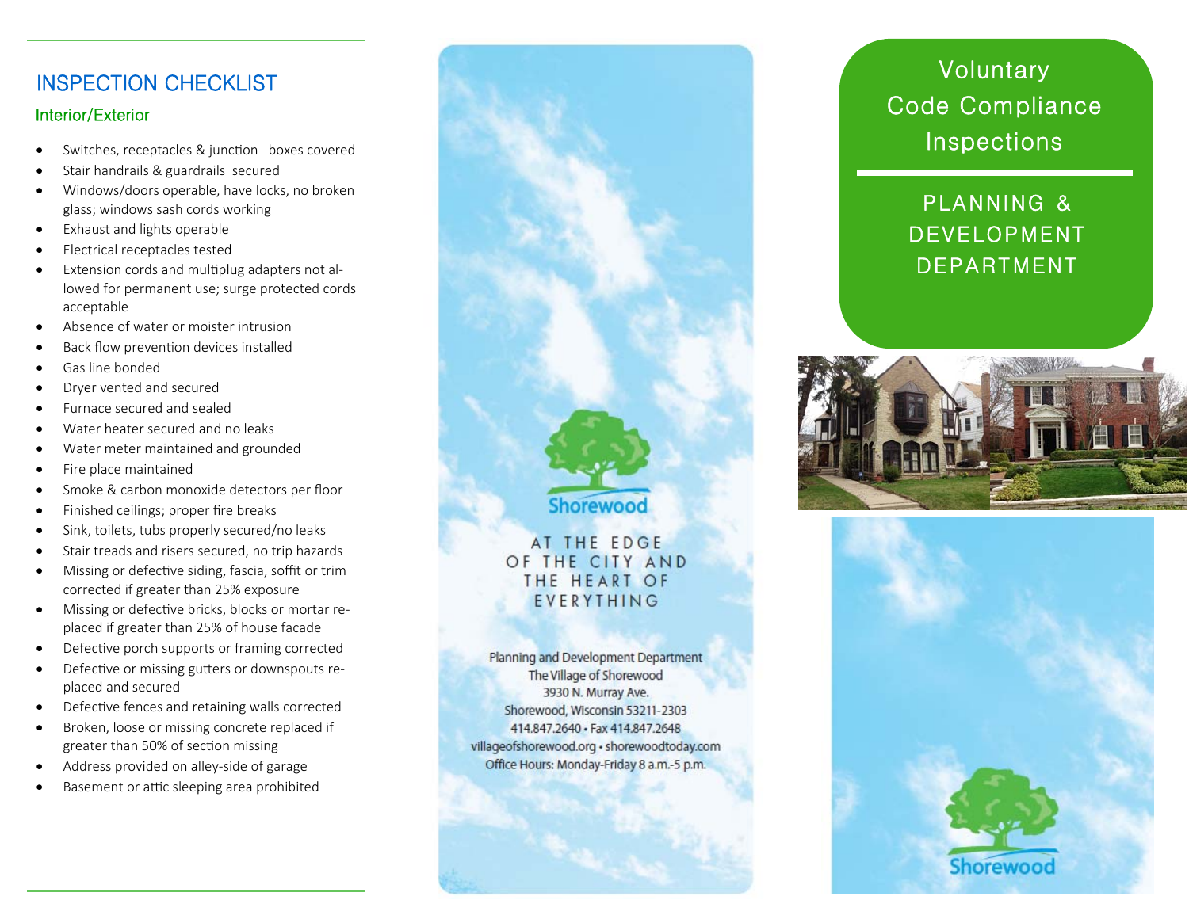## INSPECTION CHECKLIST

### Interior/Exterior

- Switches, receptacles & junction boxes covered
- Stair handrails & guardrails secured
- Windows/doors operable, have locks, no broken glass; windows sash cords working
- Exhaust and lights operable
- Electrical receptacles tested
- Extension cords and multiplug adapters not allowed for permanent use; surge protected cords acceptable
- Absence of water or moister intrusion
- Back flow prevention devices installed
- Gas line bonded
- Dryer vented and secured
- Furnace secured and sealed
- Water heater secured and no leaks
- Water meter maintained and grounded
- Fire place maintained
- Smoke & carbon monoxide detectors per floor
- Finished ceilings; proper fire breaks
- Sink, toilets, tubs properly secured/no leaks
- Stair treads and risers secured, no trip hazards
- Missing or defective siding, fascia, soffit or trim corrected if greater than 25% exposure
- Missing or defective bricks, blocks or mortar replaced if greater than 25% of house facade
- Defective porch supports or framing corrected
- Defective or missing gutters or downspouts replaced and secured
- Defective fences and retaining walls corrected
- Broken, loose or missing concrete replaced if greater than 50% of section missing
- Address provided on alley-side of garage
- Basement or attic sleeping area prohibited

Shorewood

AT THE EDGE OF THE CITY AND THE HEART OF EVERYTHING

Planning and Development Department
The Village of Shorewood
3930 N. Murray Ave.
Shorewood, Wisconsin 53211-2303
414.847.2640 • Fax 414.847.2648
villageofshorewood.org • shorewoodtoday.com
Office Hours: Monday-Friday 8 a.m.-5 p.m.

# Voluntary Code Compliance Inspections

## PLANNING & DEVELOPMENT DEPARTMENT

Shorewood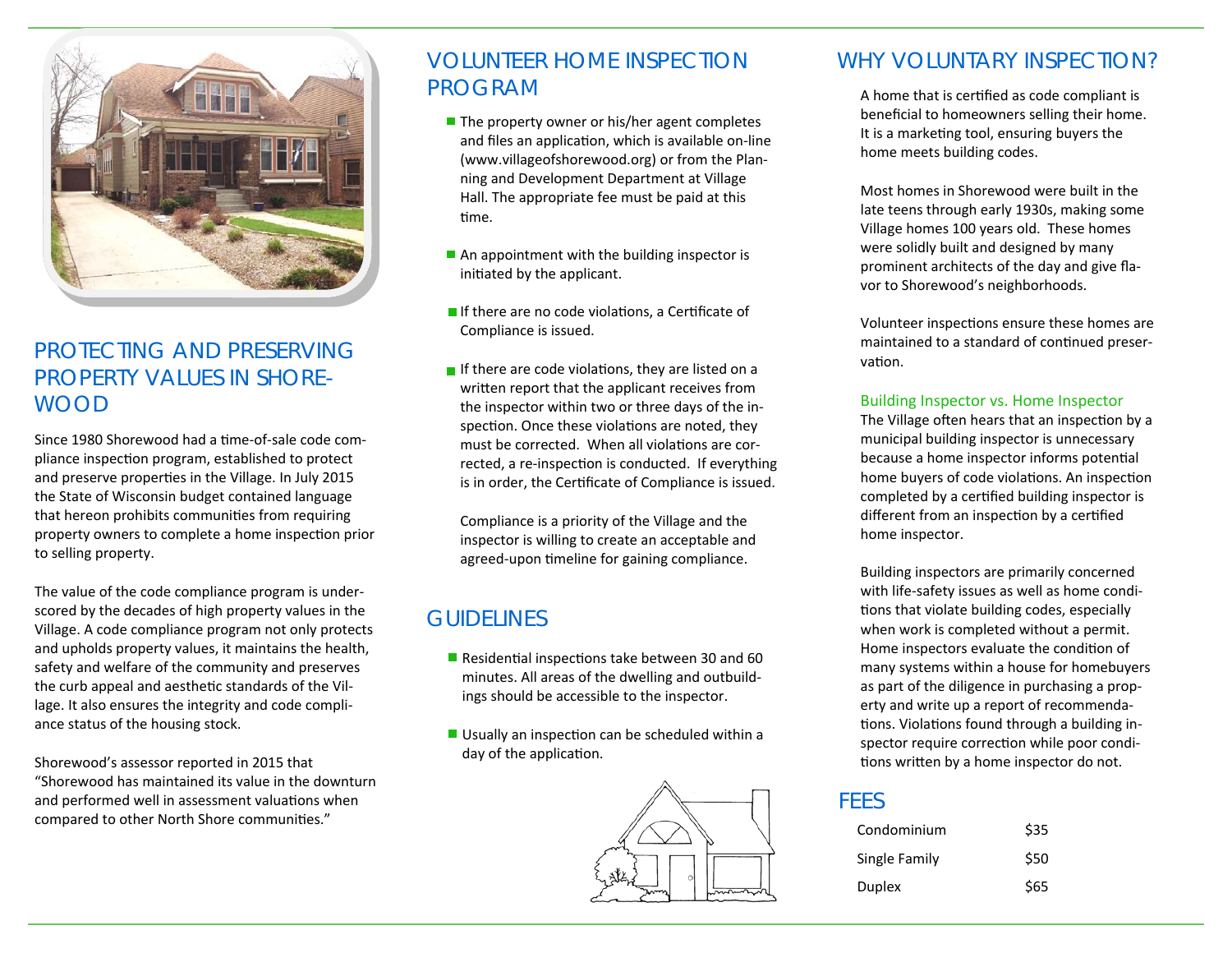## PROTECTING AND PRESERVING PROPERTY VALUES IN SHOREWOOD

Since 1980 Shorewood had a time-of-sale code compliance inspection program, established to protect and preserve properties in the Village. In July 2015 the State of Wisconsin budget contained language that hereon prohibits communities from requiring property owners to complete a home inspection prior to selling property.

The value of the code compliance program is underscored by the decades of high property values in the Village. A code compliance program not only protects and upholds property values, it maintains the health, safety and welfare of the community and preserves the curb appeal and aesthetic standards of the Village. It also ensures the integrity and code compliance status of the housing stock.

Shorewood's assessor reported in 2015 that "Shorewood has maintained its value in the downturn and performed well in assessment valuations when compared to other North Shore communities."

## VOLUNTEER HOME INSPECTION PROGRAM

- The property owner or his/her agent completes and files an application, which is available on-line (www.villageofshorewood.org) or from the Planning and Development Department at Village Hall. The appropriate fee must be paid at this time.
- An appointment with the building inspector is initiated by the applicant.
- If there are no code violations, a Certificate of Compliance is issued.
- If there are code violations, they are listed on a written report that the applicant receives from the inspector within two or three days of the inspection. Once these violations are noted, they must be corrected. When all violations are corrected, a re-inspection is conducted. If everything is in order, the Certificate of Compliance is issued.

  Compliance is a priority of the Village and the inspector is willing to create an acceptable and agreed-upon timeline for gaining compliance.

## GUIDELINES

- Residential inspections take between 30 and 60 minutes. All areas of the dwelling and outbuildings should be accessible to the inspector.
- Usually an inspection can be scheduled within a day of the application.

## WHY VOLUNTARY INSPECTION?

A home that is certified as code compliant is beneficial to homeowners selling their home. It is a marketing tool, ensuring buyers the home meets building codes.

Most homes in Shorewood were built in the late teens through early 1930s, making some Village homes 100 years old. These homes were solidly built and designed by many prominent architects of the day and give flavor to Shorewood's neighborhoods.

Volunteer inspections ensure these homes are maintained to a standard of continued preservation.

### Building Inspector vs. Home Inspector

The Village often hears that an inspection by a municipal building inspector is unnecessary because a home inspector informs potential home buyers of code violations. An inspection completed by a certified building inspector is different from an inspection by a certified home inspector.

Building inspectors are primarily concerned with life-safety issues as well as home conditions that violate building codes, especially when work is completed without a permit. Home inspectors evaluate the condition of many systems within a house for homebuyers as part of the diligence in purchasing a property and write up a report of recommendations. Violations found through a building inspector require correction while poor conditions written by a home inspector do not.

## FEES

| | |
|---|---|
| Condominium | $35 |
| Single Family | $50 |
| Duplex | $65 |